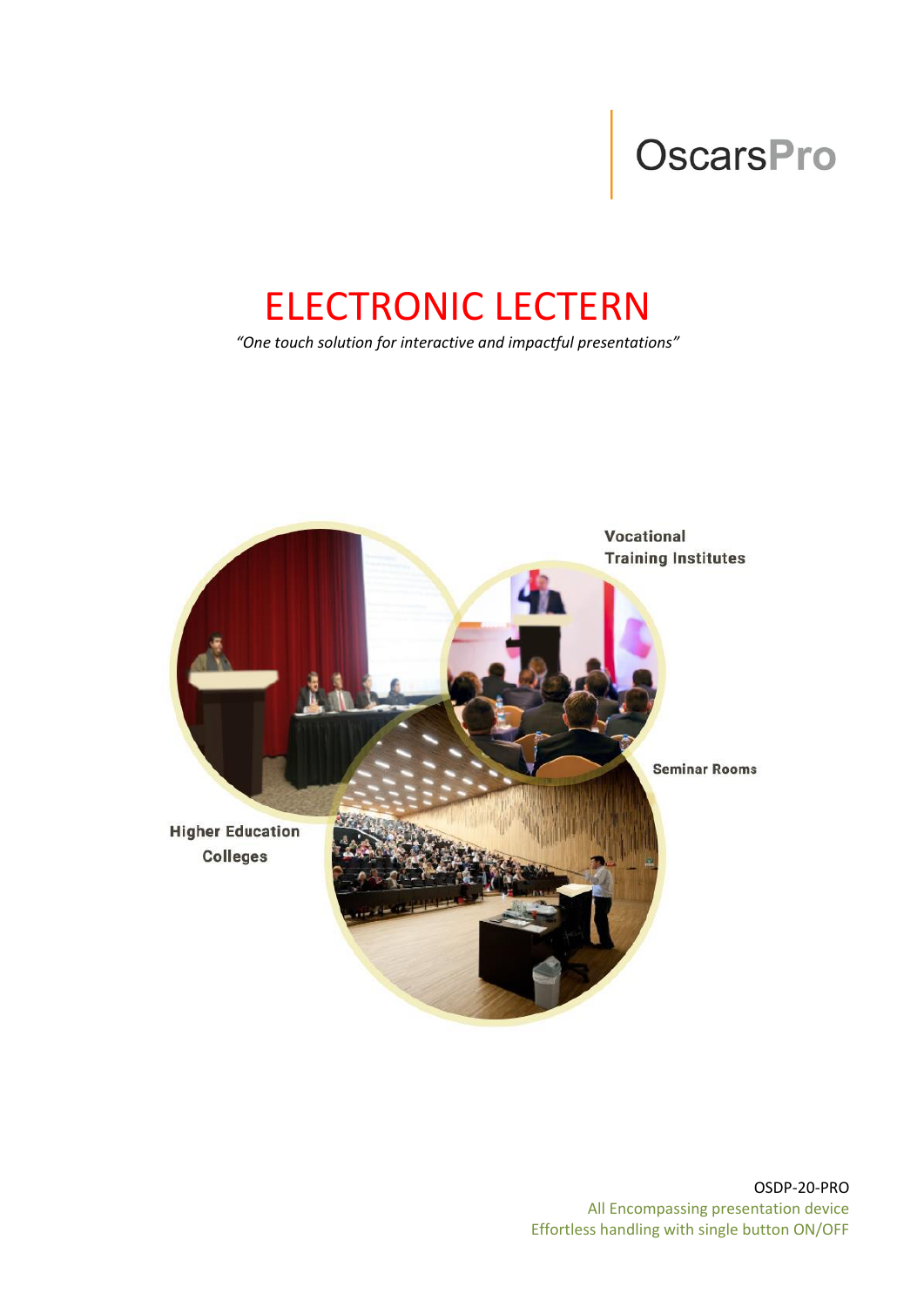OscarsPro

# ELECTRONIC LECTERN

*"One touch solution for interactive and impactful presentations"*

Vocational Training Institutes

Seminar Rooms

Higher Education Colleges

OSDP-20-PRO

All Encompassing presentation device

Effortless handling with single button ON/OFF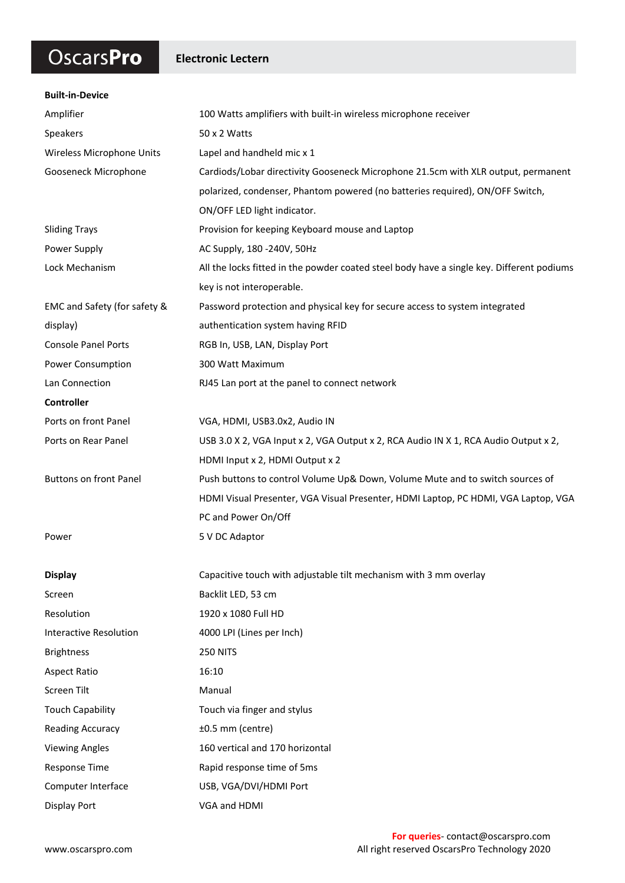**OscarsPro** | **Electronic Lectern**

| **Built-in-Device** | |
|---|---|
| Amplifier | 100 Watts amplifiers with built-in wireless microphone receiver |
| Speakers | 50 x 2 Watts |
| Wireless Microphone Units | Lapel and handheld mic x 1 |
| Gooseneck Microphone | Cardiods/Lobar directivity Gooseneck Microphone 21.5cm with XLR output, permanent polarized, condenser, Phantom powered (no batteries required), ON/OFF Switch, ON/OFF LED light indicator. |
| Sliding Trays | Provision for keeping Keyboard mouse and Laptop |
| Power Supply | AC Supply, 180 -240V, 50Hz |
| Lock Mechanism | All the locks fitted in the powder coated steel body have a single key. Different podiums key is not interoperable. |
| EMC and Safety (for safety & display) | Password protection and physical key for secure access to system integrated authentication system having RFID |
| Console Panel Ports | RGB In, USB, LAN, Display Port |
| Power Consumption | 300 Watt Maximum |
| Lan Connection | RJ45 Lan port at the panel to connect network |
| **Controller** | |
| Ports on front Panel | VGA, HDMI, USB3.0x2, Audio IN |
| Ports on Rear Panel | USB 3.0 X 2, VGA Input x 2, VGA Output x 2, RCA Audio IN X 1, RCA Audio Output x 2, HDMI Input x 2, HDMI Output x 2 |
| Buttons on front Panel | Push buttons to control Volume Up& Down, Volume Mute and to switch sources of HDMI Visual Presenter, VGA Visual Presenter, HDMI Laptop, PC HDMI, VGA Laptop, VGA PC and Power On/Off |
| Power | 5 V DC Adaptor |
| **Display** | Capacitive touch with adjustable tilt mechanism with 3 mm overlay |
| Screen | Backlit LED, 53 cm |
| Resolution | 1920 x 1080 Full HD |
| Interactive Resolution | 4000 LPI (Lines per Inch) |
| Brightness | 250 NITS |
| Aspect Ratio | 16:10 |
| Screen Tilt | Manual |
| Touch Capability | Touch via finger and stylus |
| Reading Accuracy | ±0.5 mm (centre) |
| Viewing Angles | 160 vertical and 170 horizontal |
| Response Time | Rapid response time of 5ms |
| Computer Interface | USB, VGA/DVI/HDMI Port |
| Display Port | VGA and HDMI |

**For queries**- contact@oscarspro.com

www.oscarspro.com

All right reserved OscarsPro Technology 2020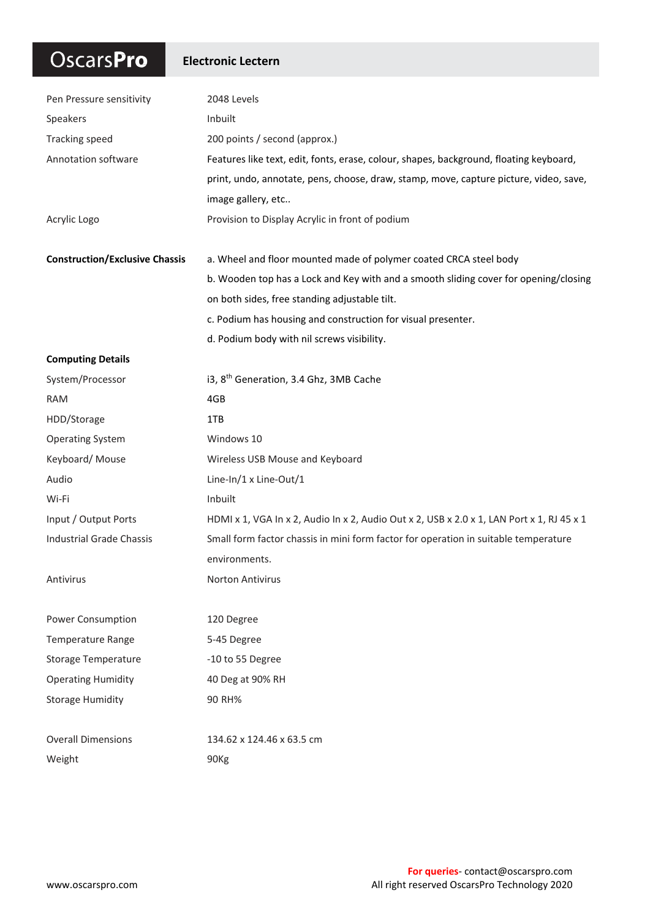| | |
|---|---|
| Pen Pressure sensitivity | 2048 Levels |
| Speakers | Inbuilt |
| Tracking speed | 200 points / second (approx.) |
| Annotation software | Features like text, edit, fonts, erase, colour, shapes, background, floating keyboard, print, undo, annotate, pens, choose, draw, stamp, move, capture picture, video, save, image gallery, etc.. |
| Acrylic Logo | Provision to Display Acrylic in front of podium |
| **Construction/Exclusive Chassis** | a. Wheel and floor mounted made of polymer coated CRCA steel body<br>b. Wooden top has a Lock and Key with and a smooth sliding cover for opening/closing on both sides, free standing adjustable tilt.<br>c. Podium has housing and construction for visual presenter.<br>d. Podium body with nil screws visibility. |
| **Computing Details** | |
| System/Processor | i3, 8th Generation, 3.4 Ghz, 3MB Cache |
| RAM | 4GB |
| HDD/Storage | 1TB |
| Operating System | Windows 10 |
| Keyboard/ Mouse | Wireless USB Mouse and Keyboard |
| Audio | Line-In/1 x Line-Out/1 |
| Wi-Fi | Inbuilt |
| Input / Output Ports | HDMI x 1, VGA In x 2, Audio In x 2, Audio Out x 2, USB x 2.0 x 1, LAN Port x 1, RJ 45 x 1 |
| Industrial Grade Chassis | Small form factor chassis in mini form factor for operation in suitable temperature environments. |
| Antivirus | Norton Antivirus |
| Power Consumption | 120 Degree |
| Temperature Range | 5-45 Degree |
| Storage Temperature | -10 to 55 Degree |
| Operating Humidity | 40 Deg at 90% RH |
| Storage Humidity | 90 RH% |
| Overall Dimensions | 134.62 x 124.46 x 63.5 cm |
| Weight | 90Kg |

**For queries**- contact@oscarspro.com

www.oscarspro.com

All right reserved OscarsPro Technology 2020